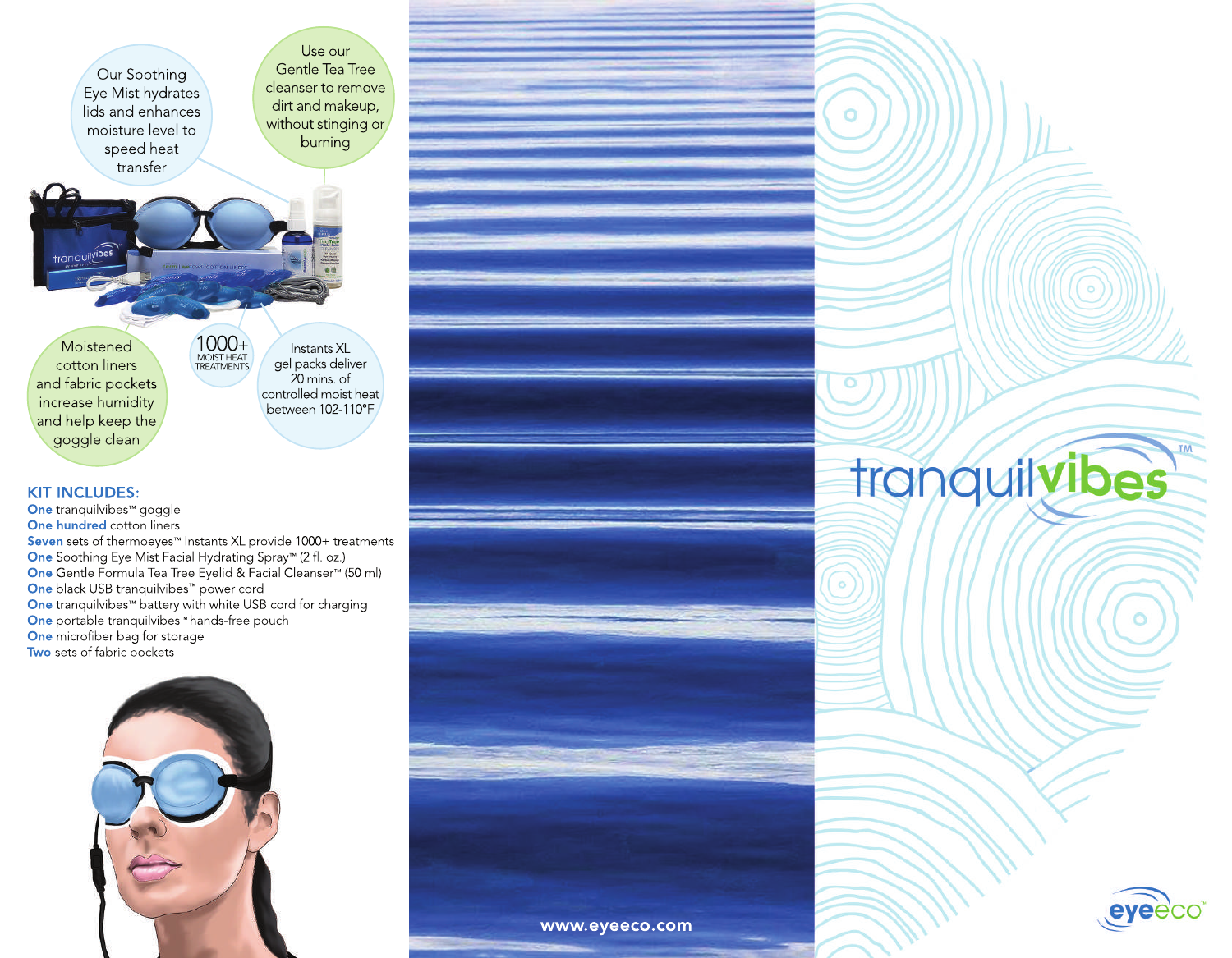Our Soothing Eye Mist hydrates lids and enhances moisture level to speed heat transfer

Use our Gentle Tea Tree cleanser to remove dirt and makeup, without stinging or burning

Moistened cotton liners and fabric pockets increase humidity and help keep the goggle clean

1000+ MOIST HEAT TREATMENTS

Instants XL gel packs deliver 20 mins. of controlled moist heat between 102-110°F

## KIT INCLUDES:

**One** tranquilvibes™ goggle
**One hundred** cotton liners
**Seven** sets of thermoeyes™ Instants XL provide 1000+ treatments
**One** Soothing Eye Mist Facial Hydrating Spray™ (2 fl. oz.)
**One** Gentle Formula Tea Tree Eyelid & Facial Cleanser™ (50 ml)
**One** black USB tranquilvibes™ power cord
**One** tranquilvibes™ battery with white USB cord for charging
**One** portable tranquilvibes™ hands-free pouch
**One** microfiber bag for storage
**Two** sets of fabric pockets

www.eyeeco.com

# tranquilvibes™

eyeeco™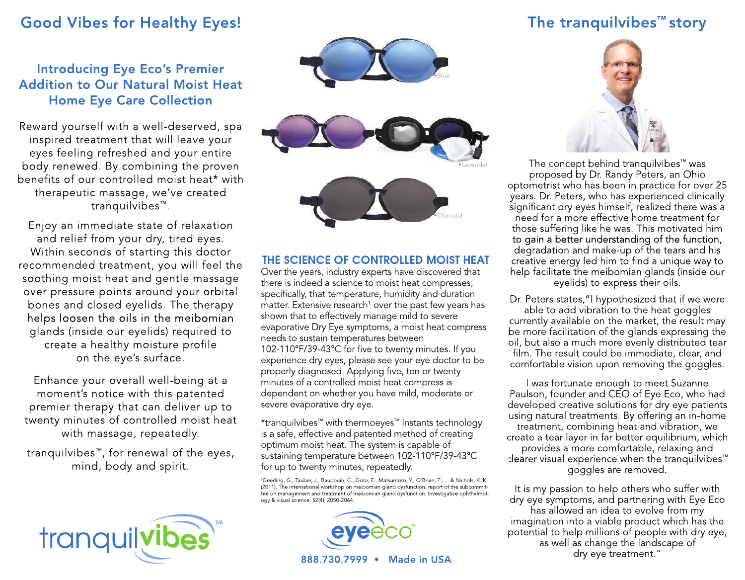# Good Vibes for Healthy Eyes!

## Introducing Eye Eco's Premier Addition to Our Natural Moist Heat Home Eye Care Collection

Reward yourself with a well-deserved, spa inspired treatment that will leave your eyes feeling refreshed and your entire body renewed. By combining the proven benefits of our controlled moist heat* with therapeutic massage, we've created tranquilvibes™.

Enjoy an immediate state of relaxation and relief from your dry, tired eyes. Within seconds of starting this doctor recommended treatment, you will feel the soothing moist heat and gentle massage over pressure points around your orbital bones and closed eyelids. The therapy helps loosen the oils in the meibomian glands (inside our eyelids) required to create a healthy moisture profile on the eye's surface.

Enhance your overall well-being at a moment's notice with this patented premier therapy that can deliver up to twenty minutes of controlled moist heat with massage, repeatedly.

tranquilvibes™, for renewal of the eyes, mind, body and spirit.

tranquilvibes™

•Blue

•Lavender

•Charcoal

## THE SCIENCE OF CONTROLLED MOIST HEAT

Over the years, industry experts have discovered that there is indeed a science to moist heat compresses; specifically, that temperature, humidity and duration matter. Extensive research[1] over the past few years has shown that to effectively manage mild to severe evaporative Dry Eye symptoms, a moist heat compress needs to sustain temperatures between 102-110°F/39-43°C for five to twenty minutes. If you experience dry eyes, please see your eye doctor to be properly diagnosed. Applying five, ten or twenty minutes of a controlled moist heat compress is dependent on whether you have mild, moderate or severe evaporative dry eye.

*tranquilvibes™ with thermoeyes™ Instants technology is a safe, effective and patented method of creating optimum moist heat. The system is capable of sustaining temperature between 102-110°F/39-43°C for up to twenty minutes, repeatedly.

[1]Geerling, G., Tauber, J., Baudouin, C., Goto, E., Matsumoto, Y., O'Brien, T., ... & Nichols, K. K. (2011). The international workshop on meibomian gland dysfunction: report of the subcommittee on management and treatment of meibomian gland dysfunction. Investigative ophthalmology & visual science, 52(4), 2050-2064.

eyeeco™

888.730.7999 • Made in USA

# The tranquilvibes™ story

The concept behind tranquilvibes™ was proposed by Dr. Randy Peters, an Ohio optometrist who has been in practice for over 25 years. Dr. Peters, who has experienced clinically significant dry eyes himself, realized there was a need for a more effective home treatment for those suffering like he was. This motivated him to gain a better understanding of the function, degradation and make-up of the tears and his creative energy led him to find a unique way to help facilitate the meibomian glands (inside our eyelids) to express their oils.

Dr. Peters states,"I hypothesized that if we were able to add vibration to the heat goggles currently available on the market, the result may be more facilitation of the glands expressing the oil, but also a much more evenly distributed tear film. The result could be immediate, clear, and comfortable vision upon removing the goggles.

I was fortunate enough to meet Suzanne Paulson, founder and CEO of Eye Eco, who had developed creative solutions for dry eye patients using natural treatments. By offering an in-home treatment, combining heat and vibration, we create a tear layer in far better equilibrium, which provides a more comfortable, relaxing and clearer visual experience when the tranquilvibes™ goggles are removed.

It is my passion to help others who suffer with dry eye symptoms, and partnering with Eye Eco has allowed an idea to evolve from my imagination into a viable product which has the potential to help millions of people with dry eye, as well as change the landscape of dry eye treatment."